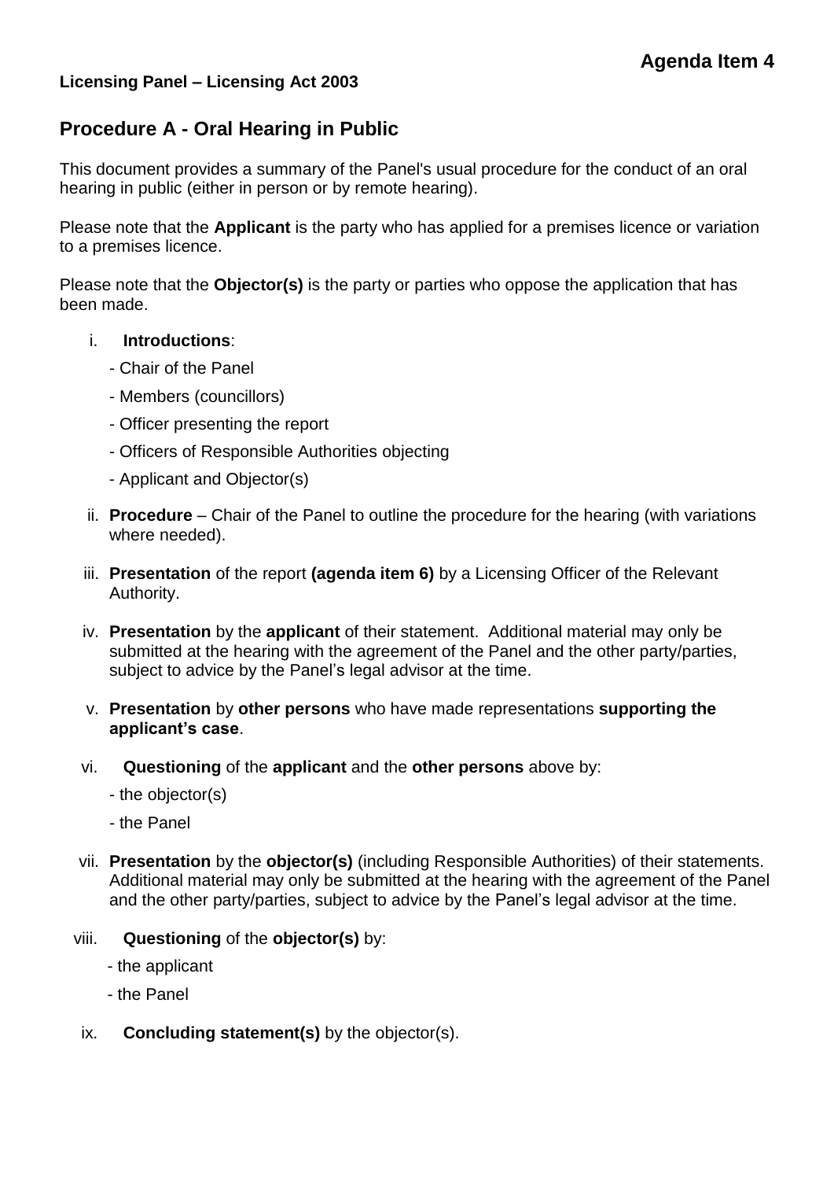**Agenda Item 4**

**Licensing Panel – Licensing Act 2003**

## Procedure A - Oral Hearing in Public

This document provides a summary of the Panel's usual procedure for the conduct of an oral hearing in public (either in person or by remote hearing).

Please note that the **Applicant** is the party who has applied for a premises licence or variation to a premises licence.

Please note that the **Objector(s)** is the party or parties who oppose the application that has been made.

i. **Introductions**:
   - Chair of the Panel
   - Members (councillors)
   - Officer presenting the report
   - Officers of Responsible Authorities objecting
   - Applicant and Objector(s)

ii. **Procedure** – Chair of the Panel to outline the procedure for the hearing (with variations where needed).

iii. **Presentation** of the report **(agenda item 6)** by a Licensing Officer of the Relevant Authority.

iv. **Presentation** by the **applicant** of their statement. Additional material may only be submitted at the hearing with the agreement of the Panel and the other party/parties, subject to advice by the Panel's legal advisor at the time.

v. **Presentation** by **other persons** who have made representations **supporting the applicant's case**.

vi. **Questioning** of the **applicant** and the **other persons** above by:
   - the objector(s)
   - the Panel

vii. **Presentation** by the **objector(s)** (including Responsible Authorities) of their statements. Additional material may only be submitted at the hearing with the agreement of the Panel and the other party/parties, subject to advice by the Panel's legal advisor at the time.

viii. **Questioning** of the **objector(s)** by:
   - the applicant
   - the Panel

ix. **Concluding statement(s)** by the objector(s).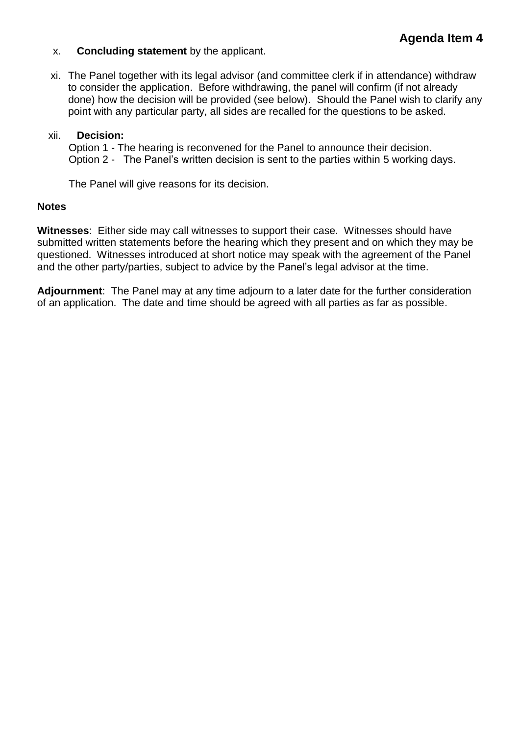x. **Concluding statement** by the applicant.

xi. The Panel together with its legal advisor (and committee clerk if in attendance) withdraw to consider the application. Before withdrawing, the panel will confirm (if not already done) how the decision will be provided (see below). Should the Panel wish to clarify any point with any particular party, all sides are recalled for the questions to be asked.

xii. **Decision:**

Option 1 - The hearing is reconvened for the Panel to announce their decision.
Option 2 - The Panel's written decision is sent to the parties within 5 working days.

The Panel will give reasons for its decision.

**Notes**

**Witnesses**: Either side may call witnesses to support their case. Witnesses should have submitted written statements before the hearing which they present and on which they may be questioned. Witnesses introduced at short notice may speak with the agreement of the Panel and the other party/parties, subject to advice by the Panel's legal advisor at the time.

**Adjournment**: The Panel may at any time adjourn to a later date for the further consideration of an application. The date and time should be agreed with all parties as far as possible.